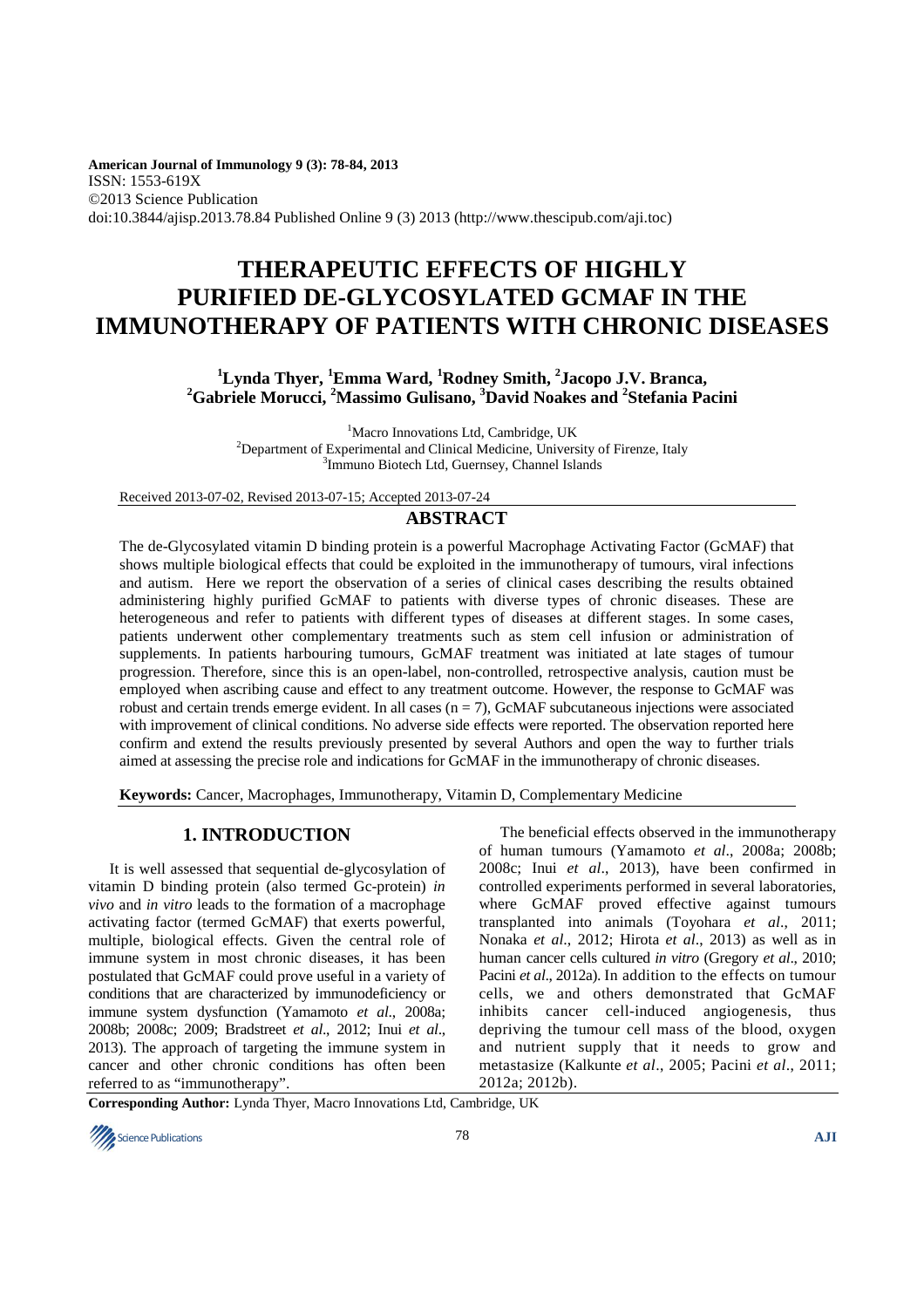**American Journal of Immunology 9 (3): 78-84, 2013**
ISSN: 1553-619X
©2013 Science Publication
doi:10.3844/ajisp.2013.78.84 Published Online 9 (3) 2013 (http://www.thescipub.com/aji.toc)

# THERAPEUTIC EFFECTS OF HIGHLY PURIFIED DE-GLYCOSYLATED GCMAF IN THE IMMUNOTHERAPY OF PATIENTS WITH CHRONIC DISEASES

**[1]Lynda Thyer, [1]Emma Ward, [1]Rodney Smith, [2]Jacopo J.V. Branca, [2]Gabriele Morucci, [2]Massimo Gulisano, [3]David Noakes and [2]Stefania Pacini**

[1]Macro Innovations Ltd, Cambridge, UK
[2]Department of Experimental and Clinical Medicine, University of Firenze, Italy
[3]Immuno Biotech Ltd, Guernsey, Channel Islands

Received 2013-07-02, Revised 2013-07-15; Accepted 2013-07-24

## ABSTRACT

The de-Glycosylated vitamin D binding protein is a powerful Macrophage Activating Factor (GcMAF) that shows multiple biological effects that could be exploited in the immunotherapy of tumours, viral infections and autism. Here we report the observation of a series of clinical cases describing the results obtained administering highly purified GcMAF to patients with diverse types of chronic diseases. These are heterogeneous and refer to patients with different types of diseases at different stages. In some cases, patients underwent other complementary treatments such as stem cell infusion or administration of supplements. In patients harbouring tumours, GcMAF treatment was initiated at late stages of tumour progression. Therefore, since this is an open-label, non-controlled, retrospective analysis, caution must be employed when ascribing cause and effect to any treatment outcome. However, the response to GcMAF was robust and certain trends emerge evident. In all cases (n = 7), GcMAF subcutaneous injections were associated with improvement of clinical conditions. No adverse side effects were reported. The observation reported here confirm and extend the results previously presented by several Authors and open the way to further trials aimed at assessing the precise role and indications for GcMAF in the immunotherapy of chronic diseases.

**Keywords:** Cancer, Macrophages, Immunotherapy, Vitamin D, Complementary Medicine

## 1. INTRODUCTION

It is well assessed that sequential de-glycosylation of vitamin D binding protein (also termed Gc-protein) *in vivo* and *in vitro* leads to the formation of a macrophage activating factor (termed GcMAF) that exerts powerful, multiple, biological effects. Given the central role of immune system in most chronic diseases, it has been postulated that GcMAF could prove useful in a variety of conditions that are characterized by immunodeficiency or immune system dysfunction (Yamamoto *et al*., 2008a; 2008b; 2008c; 2009; Bradstreet *et al*., 2012; Inui *et al*., 2013). The approach of targeting the immune system in cancer and other chronic conditions has often been referred to as "immunotherapy".

The beneficial effects observed in the immunotherapy of human tumours (Yamamoto *et al*., 2008a; 2008b; 2008c; Inui *et al*., 2013), have been confirmed in controlled experiments performed in several laboratories, where GcMAF proved effective against tumours transplanted into animals (Toyohara *et al*., 2011; Nonaka *et al*., 2012; Hirota *et al*., 2013) as well as in human cancer cells cultured *in vitro* (Gregory *et al*., 2010; Pacini *et al*., 2012a). In addition to the effects on tumour cells, we and others demonstrated that GcMAF inhibits cancer cell-induced angiogenesis, thus depriving the tumour cell mass of the blood, oxygen and nutrient supply that it needs to grow and metastasize (Kalkunte *et al*., 2005; Pacini *et al*., 2011; 2012a; 2012b).

**Corresponding Author:** Lynda Thyer, Macro Innovations Ltd, Cambridge, UK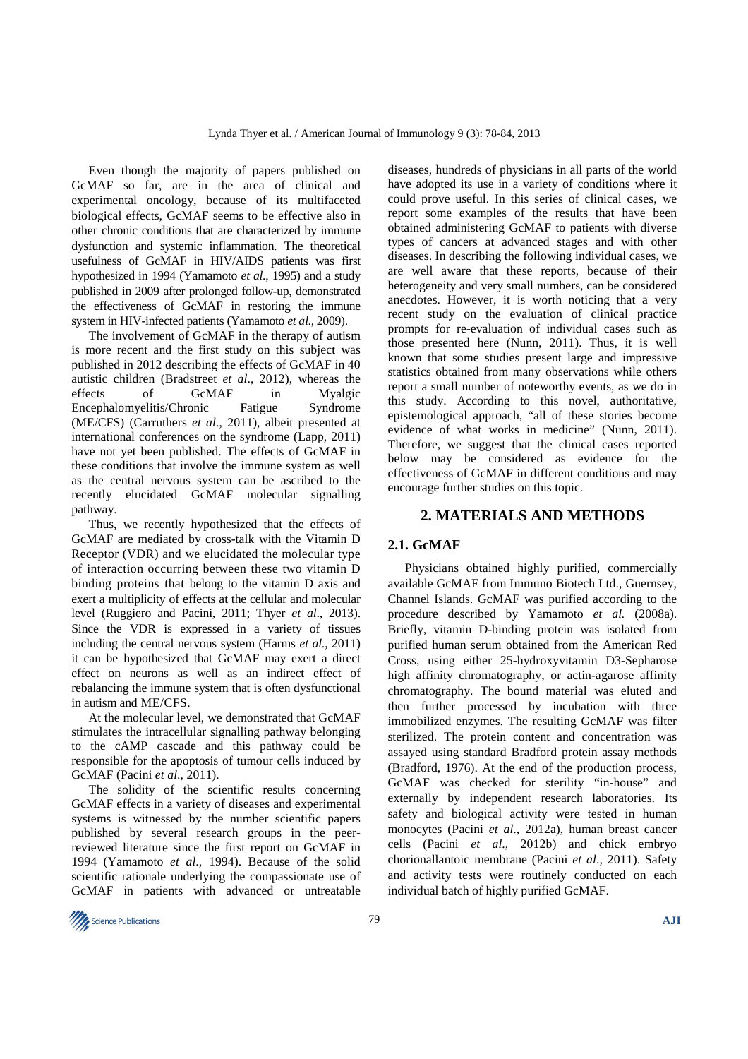Even though the majority of papers published on GcMAF so far, are in the area of clinical and experimental oncology, because of its multifaceted biological effects, GcMAF seems to be effective also in other chronic conditions that are characterized by immune dysfunction and systemic inflammation. The theoretical usefulness of GcMAF in HIV/AIDS patients was first hypothesized in 1994 (Yamamoto *et al*., 1995) and a study published in 2009 after prolonged follow-up, demonstrated the effectiveness of GcMAF in restoring the immune system in HIV-infected patients (Yamamoto *et al*., 2009).

The involvement of GcMAF in the therapy of autism is more recent and the first study on this subject was published in 2012 describing the effects of GcMAF in 40 autistic children (Bradstreet *et al*., 2012), whereas the effects of GcMAF in Myalgic Encephalomyelitis/Chronic Fatigue Syndrome (ME/CFS) (Carruthers *et al*., 2011), albeit presented at international conferences on the syndrome (Lapp, 2011) have not yet been published. The effects of GcMAF in these conditions that involve the immune system as well as the central nervous system can be ascribed to the recently elucidated GcMAF molecular signalling pathway.

Thus, we recently hypothesized that the effects of GcMAF are mediated by cross-talk with the Vitamin D Receptor (VDR) and we elucidated the molecular type of interaction occurring between these two vitamin D binding proteins that belong to the vitamin D axis and exert a multiplicity of effects at the cellular and molecular level (Ruggiero and Pacini, 2011; Thyer *et al*., 2013). Since the VDR is expressed in a variety of tissues including the central nervous system (Harms *et al*., 2011) it can be hypothesized that GcMAF may exert a direct effect on neurons as well as an indirect effect of rebalancing the immune system that is often dysfunctional in autism and ME/CFS.

At the molecular level, we demonstrated that GcMAF stimulates the intracellular signalling pathway belonging to the cAMP cascade and this pathway could be responsible for the apoptosis of tumour cells induced by GcMAF (Pacini *et al*., 2011).

The solidity of the scientific results concerning GcMAF effects in a variety of diseases and experimental systems is witnessed by the number scientific papers published by several research groups in the peer-reviewed literature since the first report on GcMAF in 1994 (Yamamoto *et al*., 1994). Because of the solid scientific rationale underlying the compassionate use of GcMAF in patients with advanced or untreatable diseases, hundreds of physicians in all parts of the world have adopted its use in a variety of conditions where it could prove useful. In this series of clinical cases, we report some examples of the results that have been obtained administering GcMAF to patients with diverse types of cancers at advanced stages and with other diseases. In describing the following individual cases, we are well aware that these reports, because of their heterogeneity and very small numbers, can be considered anecdotes. However, it is worth noticing that a very recent study on the evaluation of clinical practice prompts for re-evaluation of individual cases such as those presented here (Nunn, 2011). Thus, it is well known that some studies present large and impressive statistics obtained from many observations while others report a small number of noteworthy events, as we do in this study. According to this novel, authoritative, epistemological approach, "all of these stories become evidence of what works in medicine" (Nunn, 2011). Therefore, we suggest that the clinical cases reported below may be considered as evidence for the effectiveness of GcMAF in different conditions and may encourage further studies on this topic.

## 2. MATERIALS AND METHODS

### 2.1. GcMAF

Physicians obtained highly purified, commercially available GcMAF from Immuno Biotech Ltd., Guernsey, Channel Islands. GcMAF was purified according to the procedure described by Yamamoto *et al.* (2008a). Briefly, vitamin D-binding protein was isolated from purified human serum obtained from the American Red Cross, using either 25-hydroxyvitamin D3-Sepharose high affinity chromatography, or actin-agarose affinity chromatography. The bound material was eluted and then further processed by incubation with three immobilized enzymes. The resulting GcMAF was filter sterilized. The protein content and concentration was assayed using standard Bradford protein assay methods (Bradford, 1976). At the end of the production process, GcMAF was checked for sterility "in-house" and externally by independent research laboratories. Its safety and biological activity were tested in human monocytes (Pacini *et al*., 2012a), human breast cancer cells (Pacini *et al*., 2012b) and chick embryo chorionallantoic membrane (Pacini *et al*., 2011). Safety and activity tests were routinely conducted on each individual batch of highly purified GcMAF.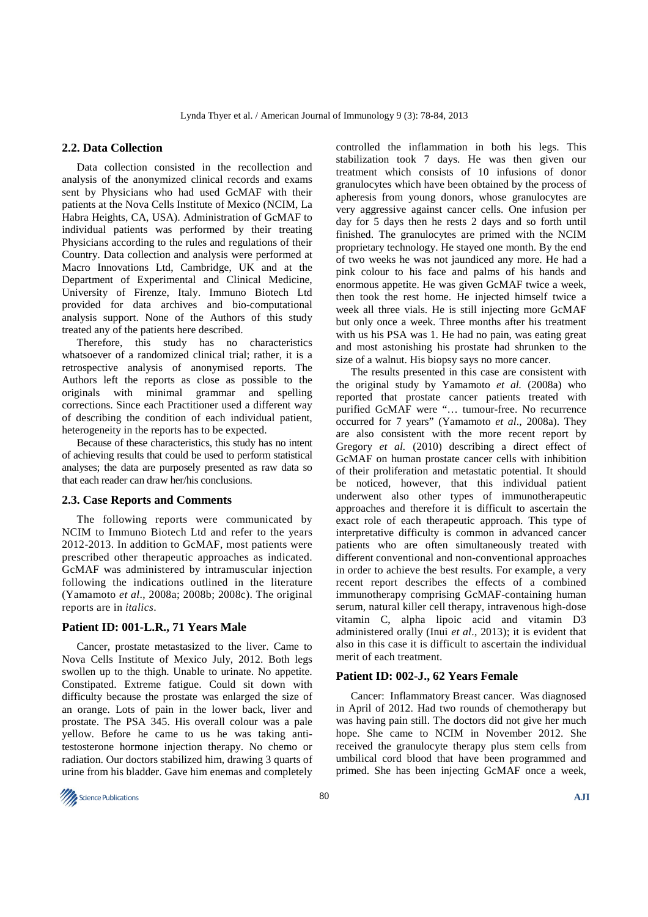## 2.2. Data Collection

Data collection consisted in the recollection and analysis of the anonymized clinical records and exams sent by Physicians who had used GcMAF with their patients at the Nova Cells Institute of Mexico (NCIM, La Habra Heights, CA, USA). Administration of GcMAF to individual patients was performed by their treating Physicians according to the rules and regulations of their Country. Data collection and analysis were performed at Macro Innovations Ltd, Cambridge, UK and at the Department of Experimental and Clinical Medicine, University of Firenze, Italy. Immuno Biotech Ltd provided for data archives and bio-computational analysis support. None of the Authors of this study treated any of the patients here described.

Therefore, this study has no characteristics whatsoever of a randomized clinical trial; rather, it is a retrospective analysis of anonymised reports. The Authors left the reports as close as possible to the originals with minimal grammar and spelling corrections. Since each Practitioner used a different way of describing the condition of each individual patient, heterogeneity in the reports has to be expected.

Because of these characteristics, this study has no intent of achieving results that could be used to perform statistical analyses; the data are purposely presented as raw data so that each reader can draw her/his conclusions.

## 2.3. Case Reports and Comments

The following reports were communicated by NCIM to Immuno Biotech Ltd and refer to the years 2012-2013. In addition to GcMAF, most patients were prescribed other therapeutic approaches as indicated. GcMAF was administered by intramuscular injection following the indications outlined in the literature (Yamamoto *et al*., 2008a; 2008b; 2008c). The original reports are in *italics*.

### Patient ID: 001-L.R., 71 Years Male

Cancer, prostate metastasized to the liver. Came to Nova Cells Institute of Mexico July, 2012. Both legs swollen up to the thigh. Unable to urinate. No appetite. Constipated. Extreme fatigue. Could sit down with difficulty because the prostate was enlarged the size of an orange. Lots of pain in the lower back, liver and prostate. The PSA 345. His overall colour was a pale yellow. Before he came to us he was taking anti-testosterone hormone injection therapy. No chemo or radiation. Our doctors stabilized him, drawing 3 quarts of urine from his bladder. Gave him enemas and completely controlled the inflammation in both his legs. This stabilization took 7 days. He was then given our treatment which consists of 10 infusions of donor granulocytes which have been obtained by the process of apheresis from young donors, whose granulocytes are very aggressive against cancer cells. One infusion per day for 5 days then he rests 2 days and so forth until finished. The granulocytes are primed with the NCIM proprietary technology. He stayed one month. By the end of two weeks he was not jaundiced any more. He had a pink colour to his face and palms of his hands and enormous appetite. He was given GcMAF twice a week, then took the rest home. He injected himself twice a week all three vials. He is still injecting more GcMAF but only once a week. Three months after his treatment with us his PSA was 1. He had no pain, was eating great and most astonishing his prostate had shrunken to the size of a walnut. His biopsy says no more cancer.

The results presented in this case are consistent with the original study by Yamamoto *et al.* (2008a) who reported that prostate cancer patients treated with purified GcMAF were "… tumour-free. No recurrence occurred for 7 years" (Yamamoto *et al*., 2008a). They are also consistent with the more recent report by Gregory *et al.* (2010) describing a direct effect of GcMAF on human prostate cancer cells with inhibition of their proliferation and metastatic potential. It should be noticed, however, that this individual patient underwent also other types of immunotherapeutic approaches and therefore it is difficult to ascertain the exact role of each therapeutic approach. This type of interpretative difficulty is common in advanced cancer patients who are often simultaneously treated with different conventional and non-conventional approaches in order to achieve the best results. For example, a very recent report describes the effects of a combined immunotherapy comprising GcMAF-containing human serum, natural killer cell therapy, intravenous high-dose vitamin C, alpha lipoic acid and vitamin D3 administered orally (Inui *et al*., 2013); it is evident that also in this case it is difficult to ascertain the individual merit of each treatment.

### Patient ID: 002-J., 62 Years Female

Cancer: Inflammatory Breast cancer. Was diagnosed in April of 2012. Had two rounds of chemotherapy but was having pain still. The doctors did not give her much hope. She came to NCIM in November 2012. She received the granulocyte therapy plus stem cells from umbilical cord blood that have been programmed and primed. She has been injecting GcMAF once a week,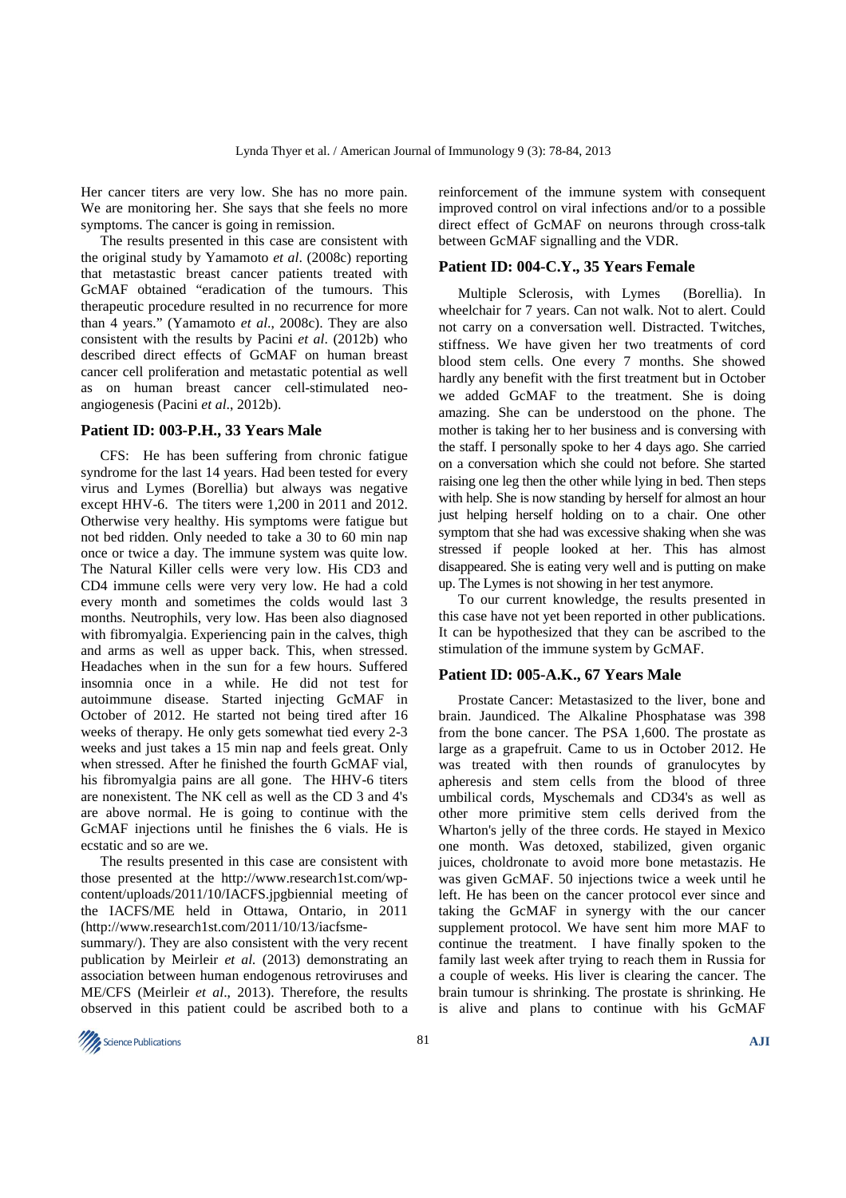Her cancer titers are very low. She has no more pain. We are monitoring her. She says that she feels no more symptoms. The cancer is going in remission.

The results presented in this case are consistent with the original study by Yamamoto *et al*. (2008c) reporting that metastastic breast cancer patients treated with GcMAF obtained "eradication of the tumours. This therapeutic procedure resulted in no recurrence for more than 4 years." (Yamamoto *et al*., 2008c). They are also consistent with the results by Pacini *et al*. (2012b) who described direct effects of GcMAF on human breast cancer cell proliferation and metastatic potential as well as on human breast cancer cell-stimulated neo-angiogenesis (Pacini *et al*., 2012b).

### Patient ID: 003-P.H., 33 Years Male

CFS: He has been suffering from chronic fatigue syndrome for the last 14 years. Had been tested for every virus and Lymes (Borellia) but always was negative except HHV-6. The titers were 1,200 in 2011 and 2012. Otherwise very healthy. His symptoms were fatigue but not bed ridden. Only needed to take a 30 to 60 min nap once or twice a day. The immune system was quite low. The Natural Killer cells were very low. His CD3 and CD4 immune cells were very very low. He had a cold every month and sometimes the colds would last 3 months. Neutrophils, very low. Has been also diagnosed with fibromyalgia. Experiencing pain in the calves, thigh and arms as well as upper back. This, when stressed. Headaches when in the sun for a few hours. Suffered insomnia once in a while. He did not test for autoimmune disease. Started injecting GcMAF in October of 2012. He started not being tired after 16 weeks of therapy. He only gets somewhat tied every 2-3 weeks and just takes a 15 min nap and feels great. Only when stressed. After he finished the fourth GcMAF vial, his fibromyalgia pains are all gone. The HHV-6 titers are nonexistent. The NK cell as well as the CD 3 and 4's are above normal. He is going to continue with the GcMAF injections until he finishes the 6 vials. He is ecstatic and so are we.

The results presented in this case are consistent with those presented at the http://www.research1st.com/wp-content/uploads/2011/10/IACFS.jpgbiennial meeting of the IACFS/ME held in Ottawa, Ontario, in 2011 (http://www.research1st.com/2011/10/13/iacfsme-summary/). They are also consistent with the very recent publication by Meirleir *et al.* (2013) demonstrating an association between human endogenous retroviruses and ME/CFS (Meirleir *et al*., 2013). Therefore, the results observed in this patient could be ascribed both to a reinforcement of the immune system with consequent improved control on viral infections and/or to a possible direct effect of GcMAF on neurons through cross-talk between GcMAF signalling and the VDR.

### Patient ID: 004-C.Y., 35 Years Female

Multiple Sclerosis, with Lymes (Borellia). In wheelchair for 7 years. Can not walk. Not to alert. Could not carry on a conversation well. Distracted. Twitches, stiffness. We have given her two treatments of cord blood stem cells. One every 7 months. She showed hardly any benefit with the first treatment but in October we added GcMAF to the treatment. She is doing amazing. She can be understood on the phone. The mother is taking her to her business and is conversing with the staff. I personally spoke to her 4 days ago. She carried on a conversation which she could not before. She started raising one leg then the other while lying in bed. Then steps with help. She is now standing by herself for almost an hour just helping herself holding on to a chair. One other symptom that she had was excessive shaking when she was stressed if people looked at her. This has almost disappeared. She is eating very well and is putting on make up. The Lymes is not showing in her test anymore.

To our current knowledge, the results presented in this case have not yet been reported in other publications. It can be hypothesized that they can be ascribed to the stimulation of the immune system by GcMAF.

### Patient ID: 005-A.K., 67 Years Male

Prostate Cancer: Metastasized to the liver, bone and brain. Jaundiced. The Alkaline Phosphatase was 398 from the bone cancer. The PSA 1,600. The prostate as large as a grapefruit. Came to us in October 2012. He was treated with then rounds of granulocytes by apheresis and stem cells from the blood of three umbilical cords, Myschemals and CD34's as well as other more primitive stem cells derived from the Wharton's jelly of the three cords. He stayed in Mexico one month. Was detoxed, stabilized, given organic juices, choldronate to avoid more bone metastazis. He was given GcMAF. 50 injections twice a week until he left. He has been on the cancer protocol ever since and taking the GcMAF in synergy with the our cancer supplement protocol. We have sent him more MAF to continue the treatment. I have finally spoken to the family last week after trying to reach them in Russia for a couple of weeks. His liver is clearing the cancer. The brain tumour is shrinking. The prostate is shrinking. He is alive and plans to continue with his GcMAF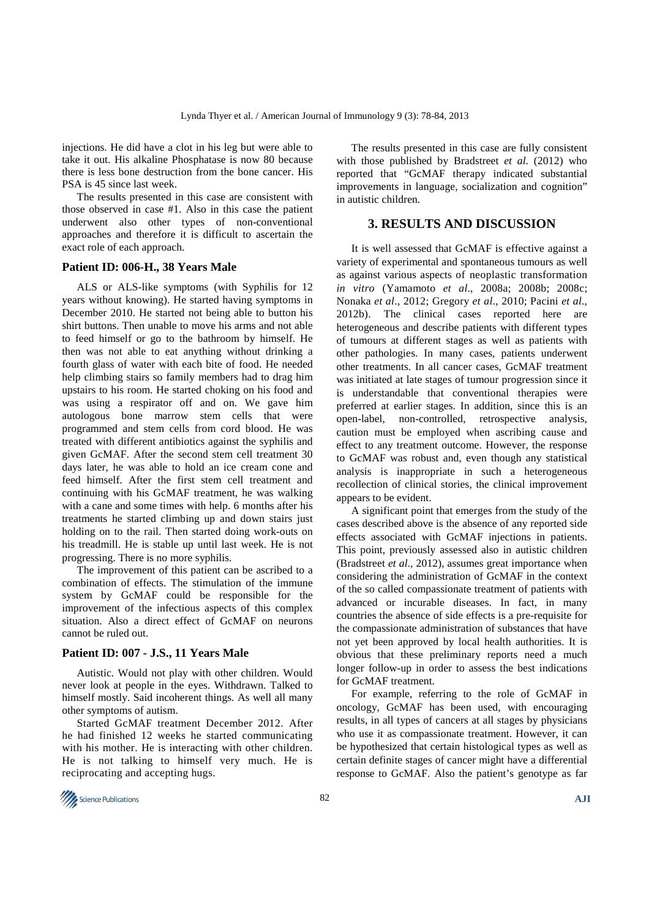injections. He did have a clot in his leg but were able to take it out. His alkaline Phosphatase is now 80 because there is less bone destruction from the bone cancer. His PSA is 45 since last week.

The results presented in this case are consistent with those observed in case #1. Also in this case the patient underwent also other types of non-conventional approaches and therefore it is difficult to ascertain the exact role of each approach.

### Patient ID: 006-H., 38 Years Male

ALS or ALS-like symptoms (with Syphilis for 12 years without knowing). He started having symptoms in December 2010. He started not being able to button his shirt buttons. Then unable to move his arms and not able to feed himself or go to the bathroom by himself. He then was not able to eat anything without drinking a fourth glass of water with each bite of food. He needed help climbing stairs so family members had to drag him upstairs to his room. He started choking on his food and was using a respirator off and on. We gave him autologous bone marrow stem cells that were programmed and stem cells from cord blood. He was treated with different antibiotics against the syphilis and given GcMAF. After the second stem cell treatment 30 days later, he was able to hold an ice cream cone and feed himself. After the first stem cell treatment and continuing with his GcMAF treatment, he was walking with a cane and some times with help. 6 months after his treatments he started climbing up and down stairs just holding on to the rail. Then started doing work-outs on his treadmill. He is stable up until last week. He is not progressing. There is no more syphilis.

The improvement of this patient can be ascribed to a combination of effects. The stimulation of the immune system by GcMAF could be responsible for the improvement of the infectious aspects of this complex situation. Also a direct effect of GcMAF on neurons cannot be ruled out.

### Patient ID: 007 - J.S., 11 Years Male

Autistic. Would not play with other children. Would never look at people in the eyes. Withdrawn. Talked to himself mostly. Said incoherent things. As well all many other symptoms of autism.

Started GcMAF treatment December 2012. After he had finished 12 weeks he started communicating with his mother. He is interacting with other children. He is not talking to himself very much. He is reciprocating and accepting hugs.

The results presented in this case are fully consistent with those published by Bradstreet *et al*. (2012) who reported that "GcMAF therapy indicated substantial improvements in language, socialization and cognition" in autistic children.

## 3. RESULTS AND DISCUSSION

It is well assessed that GcMAF is effective against a variety of experimental and spontaneous tumours as well as against various aspects of neoplastic transformation *in vitro* (Yamamoto *et al*., 2008a; 2008b; 2008c; Nonaka *et al*., 2012; Gregory *et al*., 2010; Pacini *et al*., 2012b). The clinical cases reported here are heterogeneous and describe patients with different types of tumours at different stages as well as patients with other pathologies. In many cases, patients underwent other treatments. In all cancer cases, GcMAF treatment was initiated at late stages of tumour progression since it is understandable that conventional therapies were preferred at earlier stages. In addition, since this is an open-label, non-controlled, retrospective analysis, caution must be employed when ascribing cause and effect to any treatment outcome. However, the response to GcMAF was robust and, even though any statistical analysis is inappropriate in such a heterogeneous recollection of clinical stories, the clinical improvement appears to be evident.

A significant point that emerges from the study of the cases described above is the absence of any reported side effects associated with GcMAF injections in patients. This point, previously assessed also in autistic children (Bradstreet *et al*., 2012), assumes great importance when considering the administration of GcMAF in the context of the so called compassionate treatment of patients with advanced or incurable diseases. In fact, in many countries the absence of side effects is a pre-requisite for the compassionate administration of substances that have not yet been approved by local health authorities. It is obvious that these preliminary reports need a much longer follow-up in order to assess the best indications for GcMAF treatment.

For example, referring to the role of GcMAF in oncology, GcMAF has been used, with encouraging results, in all types of cancers at all stages by physicians who use it as compassionate treatment. However, it can be hypothesized that certain histological types as well as certain definite stages of cancer might have a differential response to GcMAF. Also the patient's genotype as far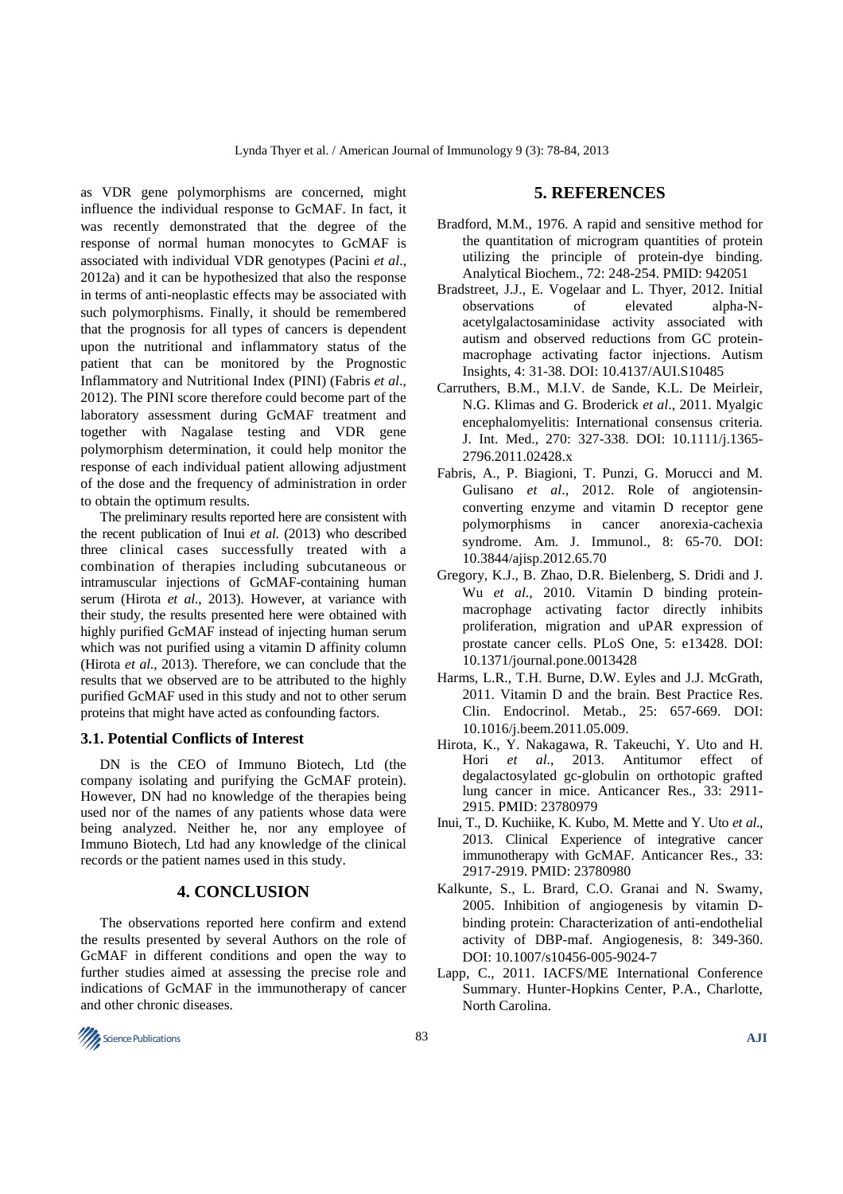as VDR gene polymorphisms are concerned, might influence the individual response to GcMAF. In fact, it was recently demonstrated that the degree of the response of normal human monocytes to GcMAF is associated with individual VDR genotypes (Pacini *et al*., 2012a) and it can be hypothesized that also the response in terms of anti-neoplastic effects may be associated with such polymorphisms. Finally, it should be remembered that the prognosis for all types of cancers is dependent upon the nutritional and inflammatory status of the patient that can be monitored by the Prognostic Inflammatory and Nutritional Index (PINI) (Fabris *et al*., 2012). The PINI score therefore could become part of the laboratory assessment during GcMAF treatment and together with Nagalase testing and VDR gene polymorphism determination, it could help monitor the response of each individual patient allowing adjustment of the dose and the frequency of administration in order to obtain the optimum results.

The preliminary results reported here are consistent with the recent publication of Inui *et al.* (2013) who described three clinical cases successfully treated with a combination of therapies including subcutaneous or intramuscular injections of GcMAF-containing human serum (Hirota *et al*., 2013). However, at variance with their study, the results presented here were obtained with highly purified GcMAF instead of injecting human serum which was not purified using a vitamin D affinity column (Hirota *et al*., 2013). Therefore, we can conclude that the results that we observed are to be attributed to the highly purified GcMAF used in this study and not to other serum proteins that might have acted as confounding factors.

### 3.1. Potential Conflicts of Interest

DN is the CEO of Immuno Biotech, Ltd (the company isolating and purifying the GcMAF protein). However, DN had no knowledge of the therapies being used nor of the names of any patients whose data were being analyzed. Neither he, nor any employee of Immuno Biotech, Ltd had any knowledge of the clinical records or the patient names used in this study.

## 4. CONCLUSION

The observations reported here confirm and extend the results presented by several Authors on the role of GcMAF in different conditions and open the way to further studies aimed at assessing the precise role and indications of GcMAF in the immunotherapy of cancer and other chronic diseases.

## 5. REFERENCES

Bradford, M.M., 1976. A rapid and sensitive method for the quantitation of microgram quantities of protein utilizing the principle of protein-dye binding. Analytical Biochem., 72: 248-254. PMID: 942051

Bradstreet, J.J., E. Vogelaar and L. Thyer, 2012. Initial observations of elevated alpha-N-acetylgalactosaminidase activity associated with autism and observed reductions from GC protein-macrophage activating factor injections. Autism Insights, 4: 31-38. DOI: 10.4137/AUI.S10485

Carruthers, B.M., M.I.V. de Sande, K.L. De Meirleir, N.G. Klimas and G. Broderick *et al*., 2011. Myalgic encephalomyelitis: International consensus criteria. J. Int. Med., 270: 327-338. DOI: 10.1111/j.1365-2796.2011.02428.x

Fabris, A., P. Biagioni, T. Punzi, G. Morucci and M. Gulisano *et al*., 2012. Role of angiotensin-converting enzyme and vitamin D receptor gene polymorphisms in cancer anorexia-cachexia syndrome. Am. J. Immunol., 8: 65-70. DOI: 10.3844/ajisp.2012.65.70

Gregory, K.J., B. Zhao, D.R. Bielenberg, S. Dridi and J. Wu *et al*., 2010. Vitamin D binding protein-macrophage activating factor directly inhibits proliferation, migration and uPAR expression of prostate cancer cells. PLoS One, 5: e13428. DOI: 10.1371/journal.pone.0013428

Harms, L.R., T.H. Burne, D.W. Eyles and J.J. McGrath, 2011. Vitamin D and the brain. Best Practice Res. Clin. Endocrinol. Metab., 25: 657-669. DOI: 10.1016/j.beem.2011.05.009.

Hirota, K., Y. Nakagawa, R. Takeuchi, Y. Uto and H. Hori *et al*., 2013. Antitumor effect of degalactosylated gc-globulin on orthotopic grafted lung cancer in mice. Anticancer Res., 33: 2911-2915. PMID: 23780979

Inui, T., D. Kuchiike, K. Kubo, M. Mette and Y. Uto *et al*., 2013. Clinical Experience of integrative cancer immunotherapy with GcMAF. Anticancer Res., 33: 2917-2919. PMID: 23780980

Kalkunte, S., L. Brard, C.O. Granai and N. Swamy, 2005. Inhibition of angiogenesis by vitamin D-binding protein: Characterization of anti-endothelial activity of DBP-maf. Angiogenesis, 8: 349-360. DOI: 10.1007/s10456-005-9024-7

Lapp, C., 2011. IACFS/ME International Conference Summary. Hunter-Hopkins Center, P.A., Charlotte, North Carolina.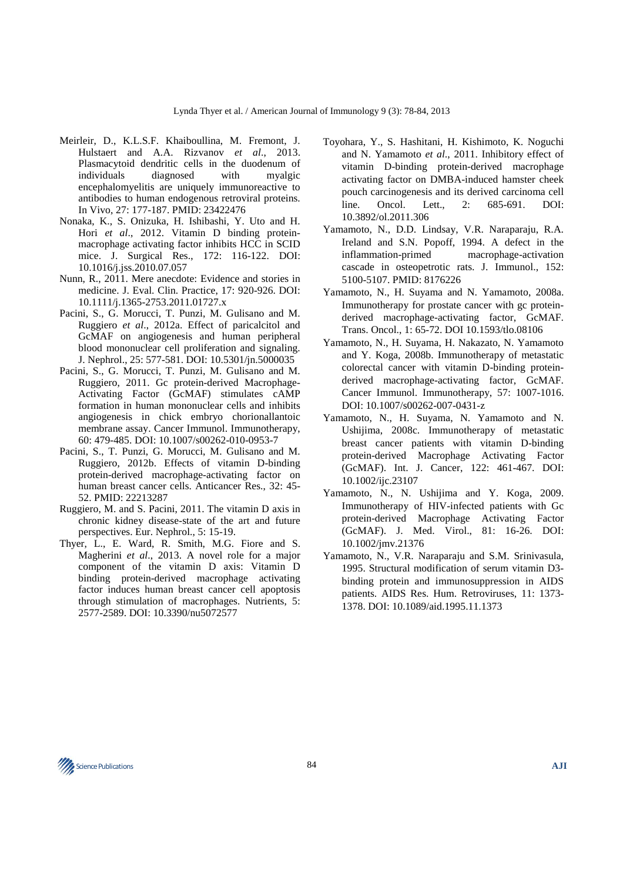Meirleir, D., K.L.S.F. Khaiboullina, M. Fremont, J. Hulstaert and A.A. Rizvanov *et al*., 2013. Plasmacytoid dendritic cells in the duodenum of individuals diagnosed with myalgic encephalomyelitis are uniquely immunoreactive to antibodies to human endogenous retroviral proteins. In Vivo, 27: 177-187. PMID: 23422476

Nonaka, K., S. Onizuka, H. Ishibashi, Y. Uto and H. Hori *et al*., 2012. Vitamin D binding protein-macrophage activating factor inhibits HCC in SCID mice. J. Surgical Res., 172: 116-122. DOI: 10.1016/j.jss.2010.07.057

Nunn, R., 2011. Mere anecdote: Evidence and stories in medicine. J. Eval. Clin. Practice, 17: 920-926. DOI: 10.1111/j.1365-2753.2011.01727.x

Pacini, S., G. Morucci, T. Punzi, M. Gulisano and M. Ruggiero *et al*., 2012a. Effect of paricalcitol and GcMAF on angiogenesis and human peripheral blood mononuclear cell proliferation and signaling. J. Nephrol., 25: 577-581. DOI: 10.5301/jn.5000035

Pacini, S., G. Morucci, T. Punzi, M. Gulisano and M. Ruggiero, 2011. Gc protein-derived Macrophage-Activating Factor (GcMAF) stimulates cAMP formation in human mononuclear cells and inhibits angiogenesis in chick embryo chorionallantoic membrane assay. Cancer Immunol. Immunotherapy, 60: 479-485. DOI: 10.1007/s00262-010-0953-7

Pacini, S., T. Punzi, G. Morucci, M. Gulisano and M. Ruggiero, 2012b. Effects of vitamin D-binding protein-derived macrophage-activating factor on human breast cancer cells. Anticancer Res., 32: 45-52. PMID: 22213287

Ruggiero, M. and S. Pacini, 2011. The vitamin D axis in chronic kidney disease-state of the art and future perspectives. Eur. Nephrol., 5: 15-19.

Thyer, L., E. Ward, R. Smith, M.G. Fiore and S. Magherini *et al*., 2013. A novel role for a major component of the vitamin D axis: Vitamin D binding protein-derived macrophage activating factor induces human breast cancer cell apoptosis through stimulation of macrophages. Nutrients, 5: 2577-2589. DOI: 10.3390/nu5072577

Toyohara, Y., S. Hashitani, H. Kishimoto, K. Noguchi and N. Yamamoto *et al*., 2011. Inhibitory effect of vitamin D-binding protein-derived macrophage activating factor on DMBA-induced hamster cheek pouch carcinogenesis and its derived carcinoma cell line. Oncol. Lett., 2: 685-691. DOI: 10.3892/ol.2011.306

Yamamoto, N., D.D. Lindsay, V.R. Naraparaju, R.A. Ireland and S.N. Popoff, 1994. A defect in the inflammation-primed macrophage-activation cascade in osteopetrotic rats. J. Immunol., 152: 5100-5107. PMID: 8176226

Yamamoto, N., H. Suyama and N. Yamamoto, 2008a. Immunotherapy for prostate cancer with gc protein-derived macrophage-activating factor, GcMAF. Trans. Oncol., 1: 65-72. DOI 10.1593/tlo.08106

Yamamoto, N., H. Suyama, H. Nakazato, N. Yamamoto and Y. Koga, 2008b. Immunotherapy of metastatic colorectal cancer with vitamin D-binding protein-derived macrophage-activating factor, GcMAF. Cancer Immunol. Immunotherapy, 57: 1007-1016. DOI: 10.1007/s00262-007-0431-z

Yamamoto, N., H. Suyama, N. Yamamoto and N. Ushijima, 2008c. Immunotherapy of metastatic breast cancer patients with vitamin D-binding protein-derived Macrophage Activating Factor (GcMAF). Int. J. Cancer, 122: 461-467. DOI: 10.1002/ijc.23107

Yamamoto, N., N. Ushijima and Y. Koga, 2009. Immunotherapy of HIV-infected patients with Gc protein-derived Macrophage Activating Factor (GcMAF). J. Med. Virol., 81: 16-26. DOI: 10.1002/jmv.21376

Yamamoto, N., V.R. Naraparaju and S.M. Srinivasula, 1995. Structural modification of serum vitamin D3-binding protein and immunosuppression in AIDS patients. AIDS Res. Hum. Retroviruses, 11: 1373-1378. DOI: 10.1089/aid.1995.11.1373